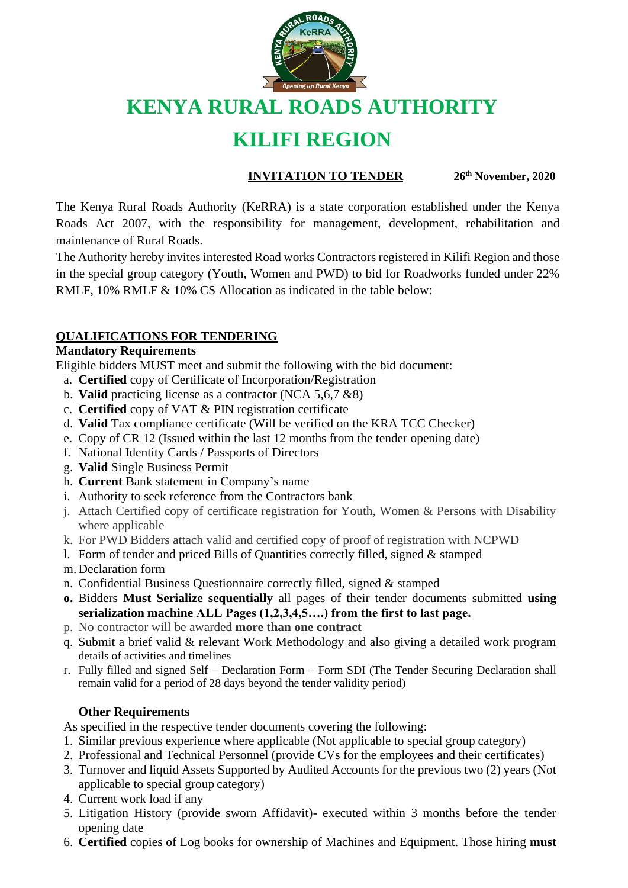# KENYA RURAL ROADS AUTHORITY

# KILIFI REGION

**INVITATION TO TENDER** **26th November, 2020**

The Kenya Rural Roads Authority (KeRRA) is a state corporation established under the Kenya Roads Act 2007, with the responsibility for management, development, rehabilitation and maintenance of Rural Roads.

The Authority hereby invites interested Road works Contractors registered in Kilifi Region and those in the special group category (Youth, Women and PWD) to bid for Roadworks funded under 22% RMLF, 10% RMLF & 10% CS Allocation as indicated in the table below:

## QUALIFICATIONS FOR TENDERING

### Mandatory Requirements

Eligible bidders MUST meet and submit the following with the bid document:

a. **Certified** copy of Certificate of Incorporation/Registration
b. **Valid** practicing license as a contractor (NCA 5,6,7 &8)
c. **Certified** copy of VAT & PIN registration certificate
d. **Valid** Tax compliance certificate (Will be verified on the KRA TCC Checker)
e. Copy of CR 12 (Issued within the last 12 months from the tender opening date)
f. National Identity Cards / Passports of Directors
g. **Valid** Single Business Permit
h. **Current** Bank statement in Company's name
i. Authority to seek reference from the Contractors bank
j. Attach Certified copy of certificate registration for Youth, Women & Persons with Disability where applicable
k. For PWD Bidders attach valid and certified copy of proof of registration with NCPWD
l. Form of tender and priced Bills of Quantities correctly filled, signed & stamped
m. Declaration form
n. Confidential Business Questionnaire correctly filled, signed & stamped
**o.** Bidders **Must Serialize sequentially** all pages of their tender documents submitted **using serialization machine ALL Pages (1,2,3,4,5….) from the first to last page.**
p. No contractor will be awarded **more than one contract**
q. Submit a brief valid & relevant Work Methodology and also giving a detailed work program details of activities and timelines
r. Fully filled and signed Self – Declaration Form – Form SDI (The Tender Securing Declaration shall remain valid for a period of 28 days beyond the tender validity period)

### Other Requirements

As specified in the respective tender documents covering the following:

1. Similar previous experience where applicable (Not applicable to special group category)
2. Professional and Technical Personnel (provide CVs for the employees and their certificates)
3. Turnover and liquid Assets Supported by Audited Accounts for the previous two (2) years (Not applicable to special group category)
4. Current work load if any
5. Litigation History (provide sworn Affidavit)- executed within 3 months before the tender opening date
6. **Certified** copies of Log books for ownership of Machines and Equipment. Those hiring **must**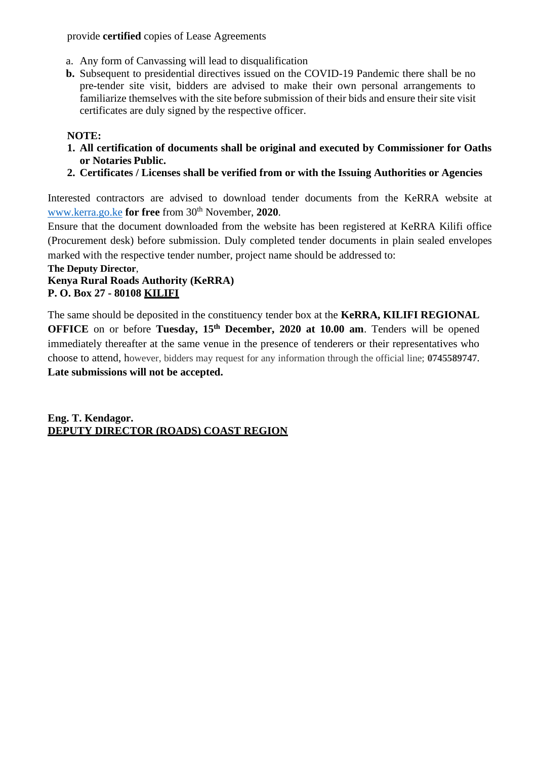provide **certified** copies of Lease Agreements

a. Any form of Canvassing will lead to disqualification
b. Subsequent to presidential directives issued on the COVID-19 Pandemic there shall be no pre-tender site visit, bidders are advised to make their own personal arrangements to familiarize themselves with the site before submission of their bids and ensure their site visit certificates are duly signed by the respective officer.

**NOTE:**

1. **All certification of documents shall be original and executed by Commissioner for Oaths or Notaries Public.**
2. **Certificates / Licenses shall be verified from or with the Issuing Authorities or Agencies**

Interested contractors are advised to download tender documents from the KeRRA website at www.kerra.go.ke **for free** from 30th November, **2020**.

Ensure that the document downloaded from the website has been registered at KeRRA Kilifi office (Procurement desk) before submission. Duly completed tender documents in plain sealed envelopes marked with the respective tender number, project name should be addressed to:

**The Deputy Director**,
**Kenya Rural Roads Authority (KeRRA)**
**P. O. Box 27 - 80108 KILIFI**

The same should be deposited in the constituency tender box at the **KeRRA, KILIFI REGIONAL OFFICE** on or before **Tuesday, 15th December, 2020 at 10.00 am**. Tenders will be opened immediately thereafter at the same venue in the presence of tenderers or their representatives who choose to attend, however, bidders may request for any information through the official line; **0745589747**.
**Late submissions will not be accepted.**

**Eng. T. Kendagor.**
**DEPUTY DIRECTOR (ROADS) COAST REGION**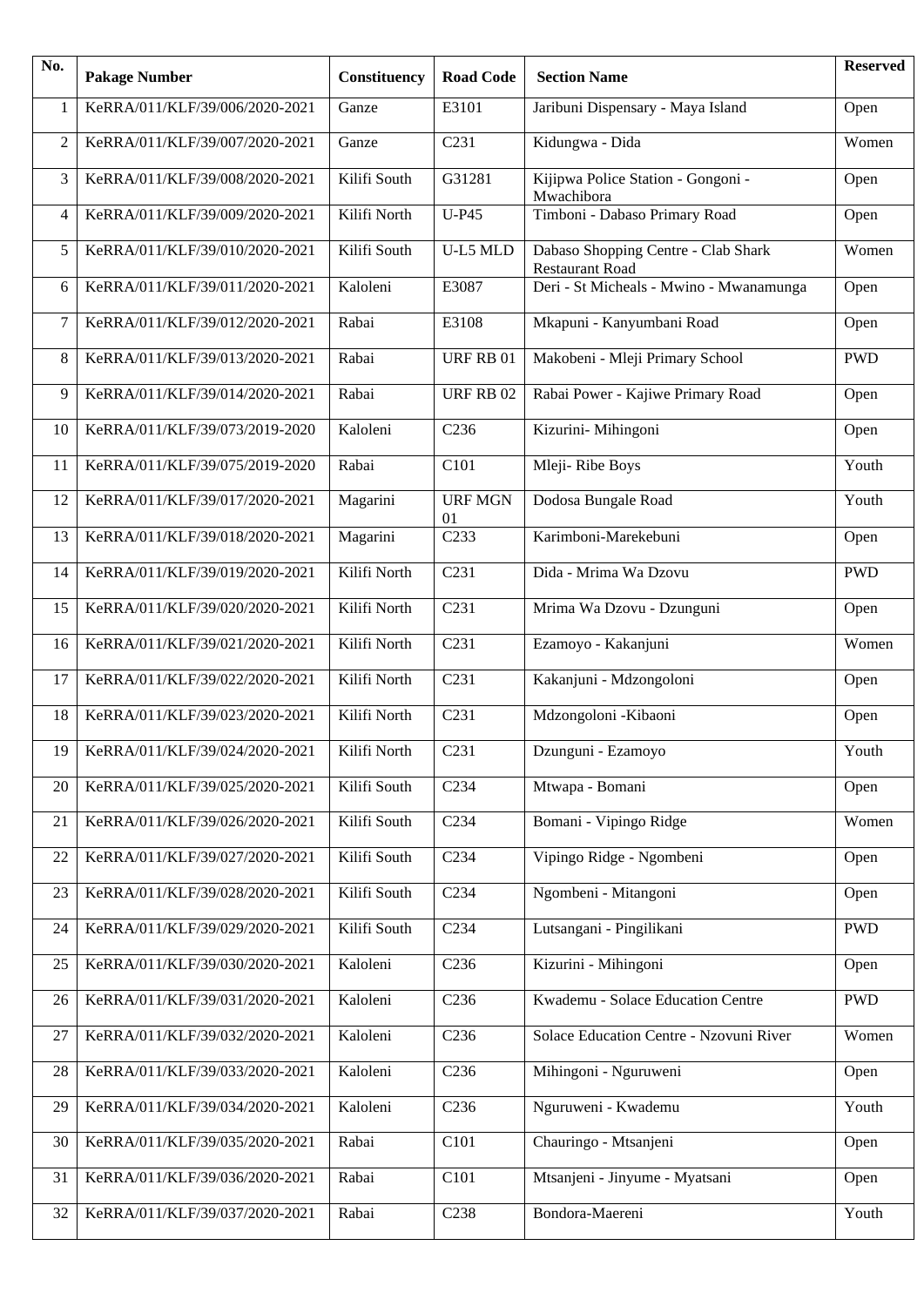| No. | Pakage Number | Constituency | Road Code | Section Name | Reserved |
|---|---|---|---|---|---|
| 1 | KeRRA/011/KLF/39/006/2020-2021 | Ganze | E3101 | Jaribuni Dispensary - Maya Island | Open |
| 2 | KeRRA/011/KLF/39/007/2020-2021 | Ganze | C231 | Kidungwa - Dida | Women |
| 3 | KeRRA/011/KLF/39/008/2020-2021 | Kilifi South | G31281 | Kijipwa Police Station - Gongoni - Mwachibora | Open |
| 4 | KeRRA/011/KLF/39/009/2020-2021 | Kilifi North | U-P45 | Timboni - Dabaso Primary Road | Open |
| 5 | KeRRA/011/KLF/39/010/2020-2021 | Kilifi South | U-L5 MLD | Dabaso Shopping Centre - Clab Shark Restaurant Road | Women |
| 6 | KeRRA/011/KLF/39/011/2020-2021 | Kaloleni | E3087 | Deri - St Micheals - Mwino - Mwanamunga | Open |
| 7 | KeRRA/011/KLF/39/012/2020-2021 | Rabai | E3108 | Mkapuni - Kanyumbani Road | Open |
| 8 | KeRRA/011/KLF/39/013/2020-2021 | Rabai | URF RB 01 | Makobeni - Mleji Primary School | PWD |
| 9 | KeRRA/011/KLF/39/014/2020-2021 | Rabai | URF RB 02 | Rabai Power - Kajiwe Primary Road | Open |
| 10 | KeRRA/011/KLF/39/073/2019-2020 | Kaloleni | C236 | Kizurini- Mihingoni | Open |
| 11 | KeRRA/011/KLF/39/075/2019-2020 | Rabai | C101 | Mleji- Ribe Boys | Youth |
| 12 | KeRRA/011/KLF/39/017/2020-2021 | Magarini | URF MGN 01 | Dodosa Bungale Road | Youth |
| 13 | KeRRA/011/KLF/39/018/2020-2021 | Magarini | C233 | Karimboni-Marekebuni | Open |
| 14 | KeRRA/011/KLF/39/019/2020-2021 | Kilifi North | C231 | Dida - Mrima Wa Dzovu | PWD |
| 15 | KeRRA/011/KLF/39/020/2020-2021 | Kilifi North | C231 | Mrima Wa Dzovu - Dzunguni | Open |
| 16 | KeRRA/011/KLF/39/021/2020-2021 | Kilifi North | C231 | Ezamoyo - Kakanjuni | Women |
| 17 | KeRRA/011/KLF/39/022/2020-2021 | Kilifi North | C231 | Kakanjuni - Mdzongoloni | Open |
| 18 | KeRRA/011/KLF/39/023/2020-2021 | Kilifi North | C231 | Mdzongoloni -Kibaoni | Open |
| 19 | KeRRA/011/KLF/39/024/2020-2021 | Kilifi North | C231 | Dzunguni - Ezamoyo | Youth |
| 20 | KeRRA/011/KLF/39/025/2020-2021 | Kilifi South | C234 | Mtwapa - Bomani | Open |
| 21 | KeRRA/011/KLF/39/026/2020-2021 | Kilifi South | C234 | Bomani - Vipingo Ridge | Women |
| 22 | KeRRA/011/KLF/39/027/2020-2021 | Kilifi South | C234 | Vipingo Ridge - Ngombeni | Open |
| 23 | KeRRA/011/KLF/39/028/2020-2021 | Kilifi South | C234 | Ngombeni - Mitangoni | Open |
| 24 | KeRRA/011/KLF/39/029/2020-2021 | Kilifi South | C234 | Lutsangani - Pingilikani | PWD |
| 25 | KeRRA/011/KLF/39/030/2020-2021 | Kaloleni | C236 | Kizurini - Mihingoni | Open |
| 26 | KeRRA/011/KLF/39/031/2020-2021 | Kaloleni | C236 | Kwademu - Solace Education Centre | PWD |
| 27 | KeRRA/011/KLF/39/032/2020-2021 | Kaloleni | C236 | Solace Education Centre - Nzovuni River | Women |
| 28 | KeRRA/011/KLF/39/033/2020-2021 | Kaloleni | C236 | Mihingoni - Nguruweni | Open |
| 29 | KeRRA/011/KLF/39/034/2020-2021 | Kaloleni | C236 | Nguruweni - Kwademu | Youth |
| 30 | KeRRA/011/KLF/39/035/2020-2021 | Rabai | C101 | Chauringo - Mtsanjeni | Open |
| 31 | KeRRA/011/KLF/39/036/2020-2021 | Rabai | C101 | Mtsanjeni - Jinyume - Myatsani | Open |
| 32 | KeRRA/011/KLF/39/037/2020-2021 | Rabai | C238 | Bondora-Maereni | Youth |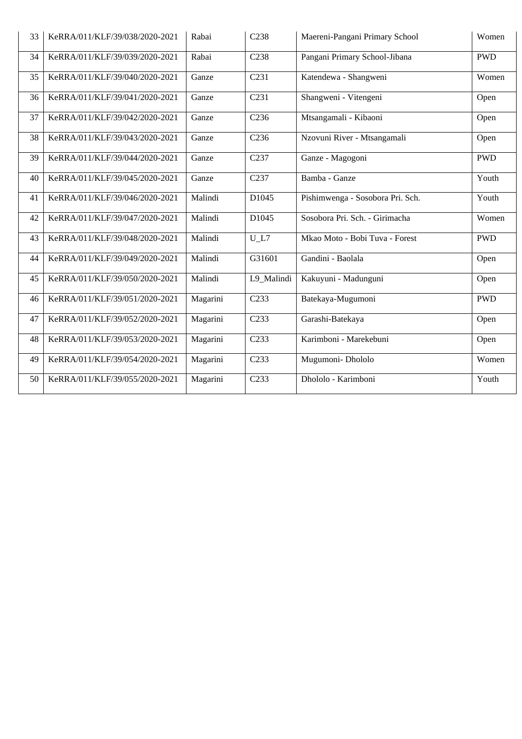| | | | | | |
|---|---|---|---|---|---|
| 33 | KeRRA/011/KLF/39/038/2020-2021 | Rabai | C238 | Maereni-Pangani Primary School | Women |
| 34 | KeRRA/011/KLF/39/039/2020-2021 | Rabai | C238 | Pangani Primary School-Jibana | PWD |
| 35 | KeRRA/011/KLF/39/040/2020-2021 | Ganze | C231 | Katendewa - Shangweni | Women |
| 36 | KeRRA/011/KLF/39/041/2020-2021 | Ganze | C231 | Shangweni - Vitengeni | Open |
| 37 | KeRRA/011/KLF/39/042/2020-2021 | Ganze | C236 | Mtsangamali - Kibaoni | Open |
| 38 | KeRRA/011/KLF/39/043/2020-2021 | Ganze | C236 | Nzovuni River - Mtsangamali | Open |
| 39 | KeRRA/011/KLF/39/044/2020-2021 | Ganze | C237 | Ganze - Magogoni | PWD |
| 40 | KeRRA/011/KLF/39/045/2020-2021 | Ganze | C237 | Bamba - Ganze | Youth |
| 41 | KeRRA/011/KLF/39/046/2020-2021 | Malindi | D1045 | Pishimwenga - Sosobora Pri. Sch. | Youth |
| 42 | KeRRA/011/KLF/39/047/2020-2021 | Malindi | D1045 | Sosobora Pri. Sch. - Girimacha | Women |
| 43 | KeRRA/011/KLF/39/048/2020-2021 | Malindi | U_L7 | Mkao Moto - Bobi Tuva - Forest | PWD |
| 44 | KeRRA/011/KLF/39/049/2020-2021 | Malindi | G31601 | Gandini - Baolala | Open |
| 45 | KeRRA/011/KLF/39/050/2020-2021 | Malindi | L9_Malindi | Kakuyuni - Madunguni | Open |
| 46 | KeRRA/011/KLF/39/051/2020-2021 | Magarini | C233 | Batekaya-Mugumoni | PWD |
| 47 | KeRRA/011/KLF/39/052/2020-2021 | Magarini | C233 | Garashi-Batekaya | Open |
| 48 | KeRRA/011/KLF/39/053/2020-2021 | Magarini | C233 | Karimboni - Marekebuni | Open |
| 49 | KeRRA/011/KLF/39/054/2020-2021 | Magarini | C233 | Mugumoni- Dhololo | Women |
| 50 | KeRRA/011/KLF/39/055/2020-2021 | Magarini | C233 | Dhololo - Karimboni | Youth |